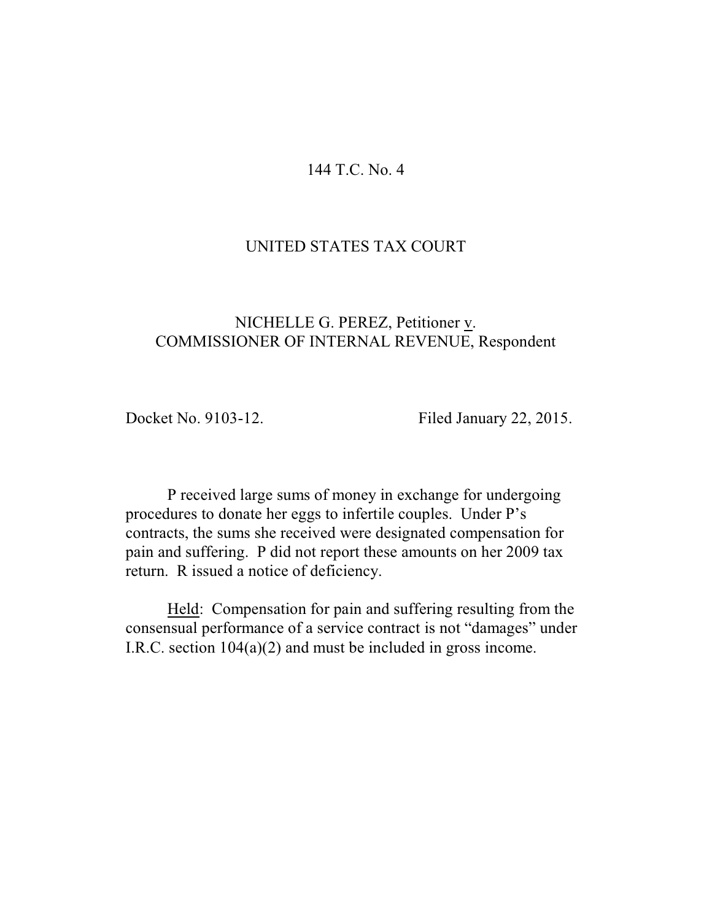144 T.C. No. 4

UNITED STATES TAX COURT

NICHELLE G. PEREZ, Petitioner v. COMMISSIONER OF INTERNAL REVENUE, Respondent

Docket No. 9103-12. Filed January 22, 2015.

P received large sums of money in exchange for undergoing procedures to donate her eggs to infertile couples. Under P's contracts, the sums she received were designated compensation for pain and suffering. P did not report these amounts on her 2009 tax return. R issued a notice of deficiency.

Held: Compensation for pain and suffering resulting from the consensual performance of a service contract is not "damages" under I.R.C. section 104(a)(2) and must be included in gross income.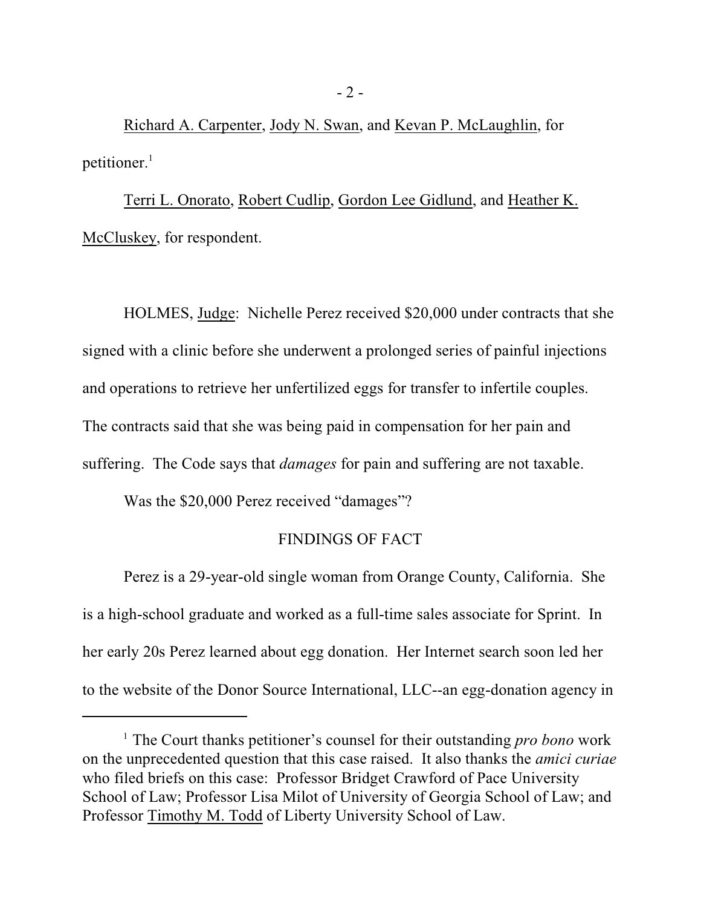Richard A. Carpenter, Jody N. Swan, and Kevan P. McLaughlin, for petitioner.[1]

Terri L. Onorato, Robert Cudlip, Gordon Lee Gidlund, and Heather K. McCluskey, for respondent.

HOLMES, Judge: Nichelle Perez received \$20,000 under contracts that she signed with a clinic before she underwent a prolonged series of painful injections and operations to retrieve her unfertilized eggs for transfer to infertile couples. The contracts said that she was being paid in compensation for her pain and suffering. The Code says that *damages* for pain and suffering are not taxable.

Was the \$20,000 Perez received "damages"?

## FINDINGS OF FACT

Perez is a 29-year-old single woman from Orange County, California. She is a high-school graduate and worked as a full-time sales associate for Sprint. In her early 20s Perez learned about egg donation. Her Internet search soon led her to the website of the Donor Source International, LLC--an egg-donation agency in

[1] The Court thanks petitioner's counsel for their outstanding *pro bono* work on the unprecedented question that this case raised. It also thanks the *amici curiae* who filed briefs on this case: Professor Bridget Crawford of Pace University School of Law; Professor Lisa Milot of University of Georgia School of Law; and Professor Timothy M. Todd of Liberty University School of Law.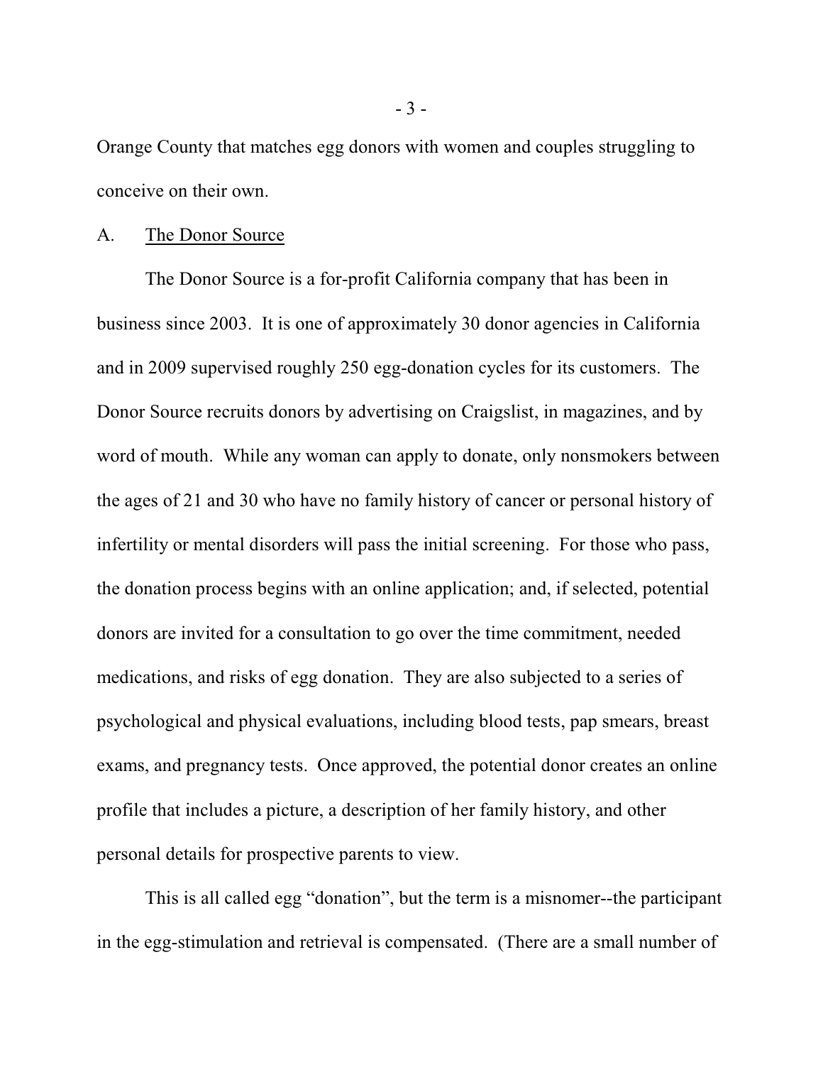Orange County that matches egg donors with women and couples struggling to conceive on their own.

A. <u>The Donor Source</u>

The Donor Source is a for-profit California company that has been in business since 2003. It is one of approximately 30 donor agencies in California and in 2009 supervised roughly 250 egg-donation cycles for its customers. The Donor Source recruits donors by advertising on Craigslist, in magazines, and by word of mouth. While any woman can apply to donate, only nonsmokers between the ages of 21 and 30 who have no family history of cancer or personal history of infertility or mental disorders will pass the initial screening. For those who pass, the donation process begins with an online application; and, if selected, potential donors are invited for a consultation to go over the time commitment, needed medications, and risks of egg donation. They are also subjected to a series of psychological and physical evaluations, including blood tests, pap smears, breast exams, and pregnancy tests. Once approved, the potential donor creates an online profile that includes a picture, a description of her family history, and other personal details for prospective parents to view.

This is all called egg "donation", but the term is a misnomer--the participant in the egg-stimulation and retrieval is compensated. (There are a small number of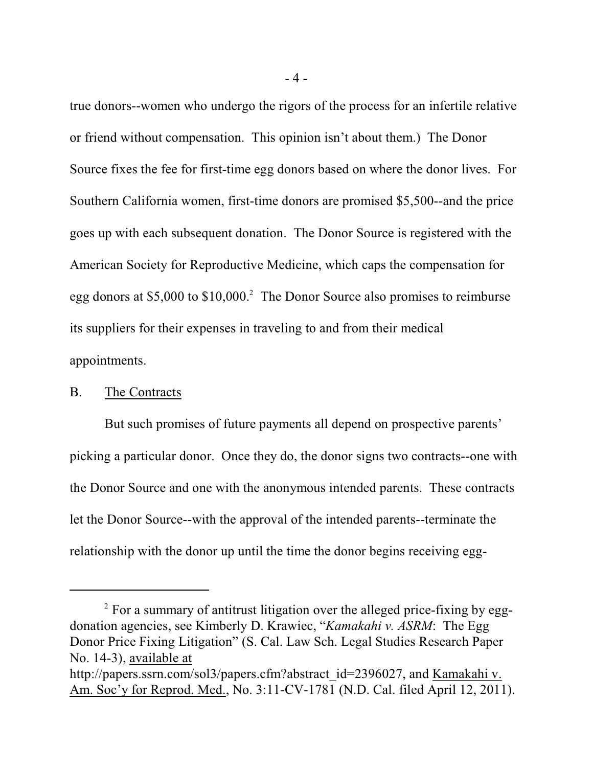true donors--women who undergo the rigors of the process for an infertile relative or friend without compensation. This opinion isn't about them.) The Donor Source fixes the fee for first-time egg donors based on where the donor lives. For Southern California women, first-time donors are promised $5,500--and the price goes up with each subsequent donation. The Donor Source is registered with the American Society for Reproductive Medicine, which caps the compensation for egg donors at $5,000 to $10,000.[2] The Donor Source also promises to reimburse its suppliers for their expenses in traveling to and from their medical appointments.

B. <u>The Contracts</u>

But such promises of future payments all depend on prospective parents' picking a particular donor. Once they do, the donor signs two contracts--one with the Donor Source and one with the anonymous intended parents. These contracts let the Donor Source--with the approval of the intended parents--terminate the relationship with the donor up until the time the donor begins receiving egg-

---

[2] For a summary of antitrust litigation over the alleged price-fixing by egg-donation agencies, see Kimberly D. Krawiec, "*Kamakahi v. ASRM*: The Egg Donor Price Fixing Litigation" (S. Cal. Law Sch. Legal Studies Research Paper No. 14-3), <u>available at</u> http://papers.ssrn.com/sol3/papers.cfm?abstract_id=2396027, and <u>Kamakahi v. Am. Soc'y for Reprod. Med.</u>, No. 3:11-CV-1781 (N.D. Cal. filed April 12, 2011).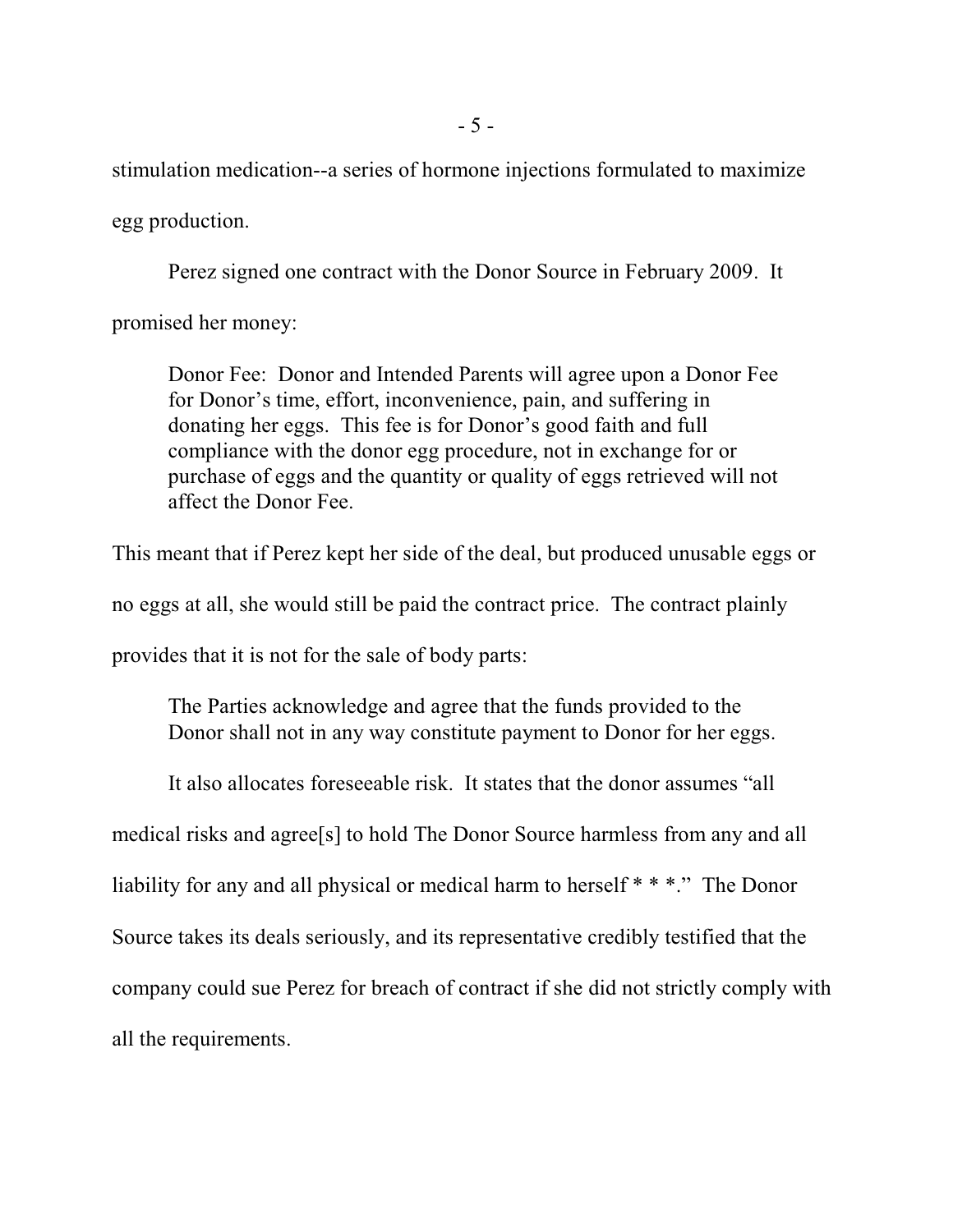stimulation medication--a series of hormone injections formulated to maximize egg production.

Perez signed one contract with the Donor Source in February 2009. It promised her money:

> Donor Fee: Donor and Intended Parents will agree upon a Donor Fee for Donor's time, effort, inconvenience, pain, and suffering in donating her eggs. This fee is for Donor's good faith and full compliance with the donor egg procedure, not in exchange for or purchase of eggs and the quantity or quality of eggs retrieved will not affect the Donor Fee.

This meant that if Perez kept her side of the deal, but produced unusable eggs or no eggs at all, she would still be paid the contract price. The contract plainly provides that it is not for the sale of body parts:

> The Parties acknowledge and agree that the funds provided to the Donor shall not in any way constitute payment to Donor for her eggs.

It also allocates foreseeable risk. It states that the donor assumes "all medical risks and agree[s] to hold The Donor Source harmless from any and all liability for any and all physical or medical harm to herself * * *." The Donor Source takes its deals seriously, and its representative credibly testified that the company could sue Perez for breach of contract if she did not strictly comply with all the requirements.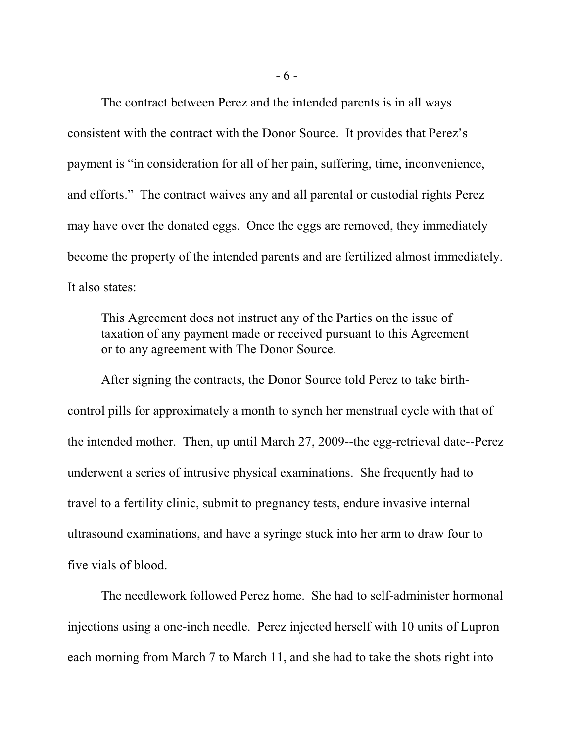The contract between Perez and the intended parents is in all ways consistent with the contract with the Donor Source. It provides that Perez's payment is "in consideration for all of her pain, suffering, time, inconvenience, and efforts." The contract waives any and all parental or custodial rights Perez may have over the donated eggs. Once the eggs are removed, they immediately become the property of the intended parents and are fertilized almost immediately. It also states:

> This Agreement does not instruct any of the Parties on the issue of taxation of any payment made or received pursuant to this Agreement or to any agreement with The Donor Source.

After signing the contracts, the Donor Source told Perez to take birth-control pills for approximately a month to synch her menstrual cycle with that of the intended mother. Then, up until March 27, 2009--the egg-retrieval date--Perez underwent a series of intrusive physical examinations. She frequently had to travel to a fertility clinic, submit to pregnancy tests, endure invasive internal ultrasound examinations, and have a syringe stuck into her arm to draw four to five vials of blood.

The needlework followed Perez home. She had to self-administer hormonal injections using a one-inch needle. Perez injected herself with 10 units of Lupron each morning from March 7 to March 11, and she had to take the shots right into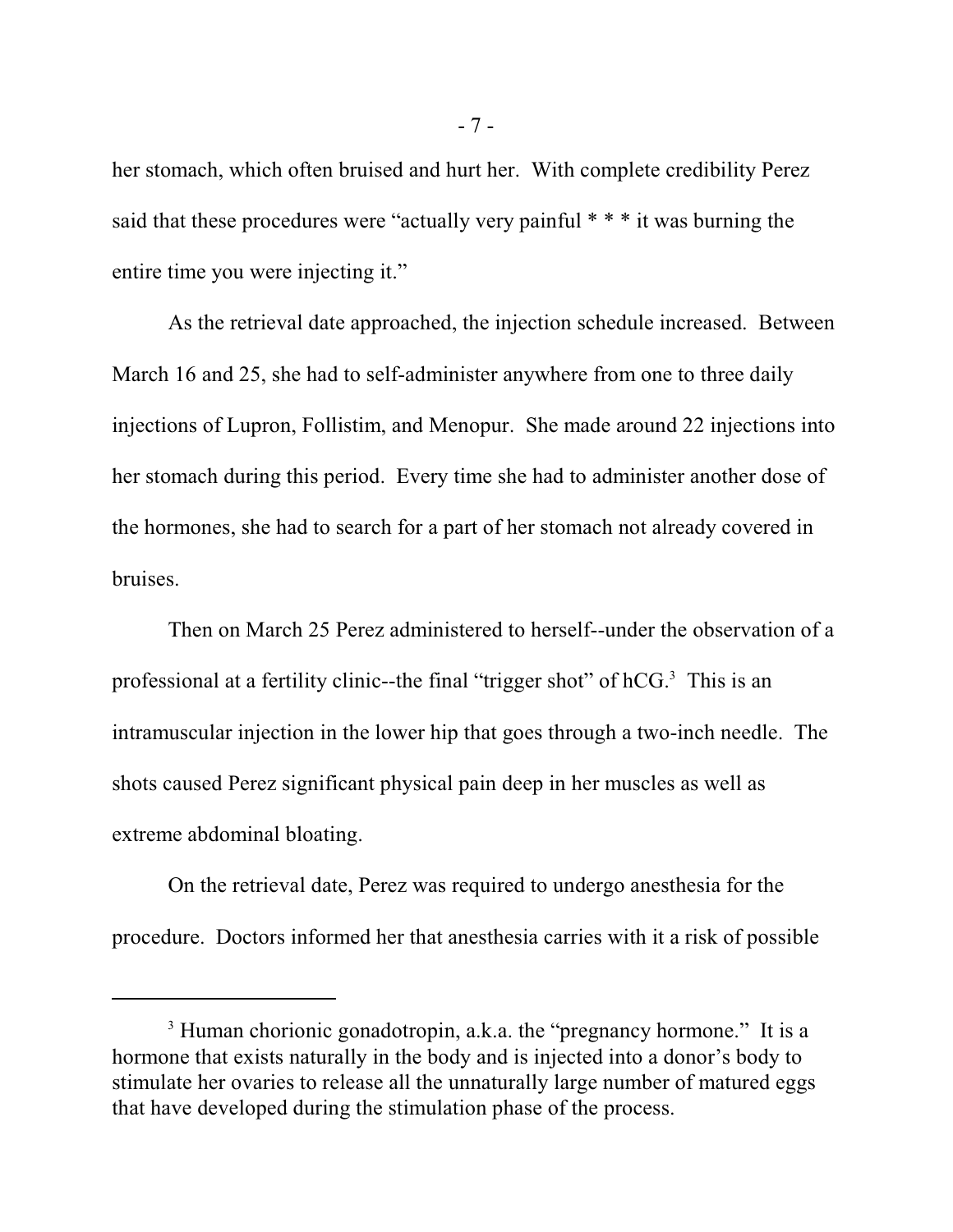her stomach, which often bruised and hurt her. With complete credibility Perez said that these procedures were "actually very painful * * * it was burning the entire time you were injecting it."

As the retrieval date approached, the injection schedule increased. Between March 16 and 25, she had to self-administer anywhere from one to three daily injections of Lupron, Follistim, and Menopur. She made around 22 injections into her stomach during this period. Every time she had to administer another dose of the hormones, she had to search for a part of her stomach not already covered in bruises.

Then on March 25 Perez administered to herself--under the observation of a professional at a fertility clinic--the final "trigger shot" of hCG.[3] This is an intramuscular injection in the lower hip that goes through a two-inch needle. The shots caused Perez significant physical pain deep in her muscles as well as extreme abdominal bloating.

On the retrieval date, Perez was required to undergo anesthesia for the procedure. Doctors informed her that anesthesia carries with it a risk of possible

---

[3] Human chorionic gonadotropin, a.k.a. the "pregnancy hormone." It is a hormone that exists naturally in the body and is injected into a donor's body to stimulate her ovaries to release all the unnaturally large number of matured eggs that have developed during the stimulation phase of the process.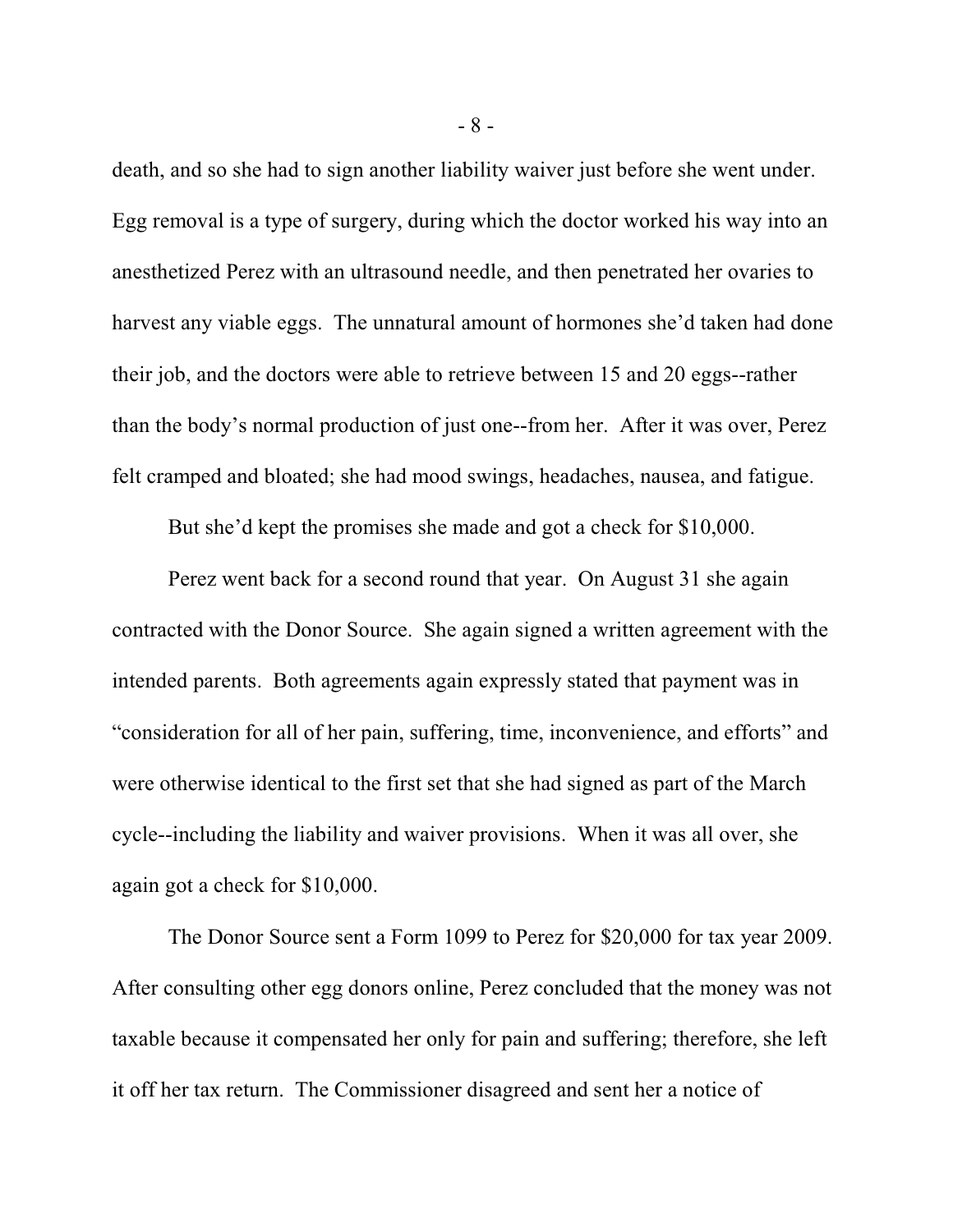death, and so she had to sign another liability waiver just before she went under. Egg removal is a type of surgery, during which the doctor worked his way into an anesthetized Perez with an ultrasound needle, and then penetrated her ovaries to harvest any viable eggs. The unnatural amount of hormones she'd taken had done their job, and the doctors were able to retrieve between 15 and 20 eggs--rather than the body's normal production of just one--from her. After it was over, Perez felt cramped and bloated; she had mood swings, headaches, nausea, and fatigue.

But she'd kept the promises she made and got a check for $10,000.

Perez went back for a second round that year. On August 31 she again contracted with the Donor Source. She again signed a written agreement with the intended parents. Both agreements again expressly stated that payment was in "consideration for all of her pain, suffering, time, inconvenience, and efforts" and were otherwise identical to the first set that she had signed as part of the March cycle--including the liability and waiver provisions. When it was all over, she again got a check for $10,000.

The Donor Source sent a Form 1099 to Perez for $20,000 for tax year 2009. After consulting other egg donors online, Perez concluded that the money was not taxable because it compensated her only for pain and suffering; therefore, she left it off her tax return. The Commissioner disagreed and sent her a notice of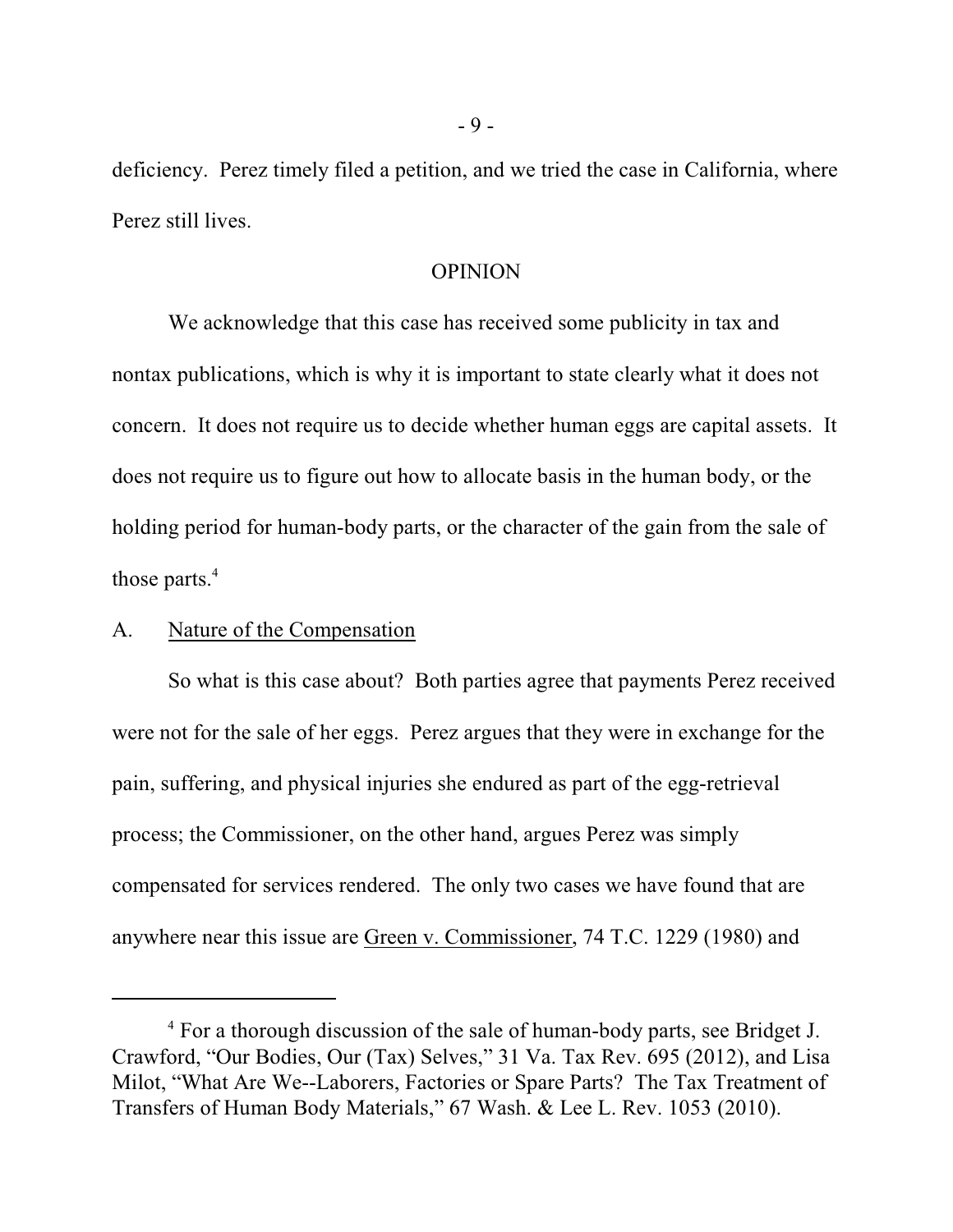deficiency. Perez timely filed a petition, and we tried the case in California, where Perez still lives.

## OPINION

We acknowledge that this case has received some publicity in tax and nontax publications, which is why it is important to state clearly what it does not concern. It does not require us to decide whether human eggs are capital assets. It does not require us to figure out how to allocate basis in the human body, or the holding period for human-body parts, or the character of the gain from the sale of those parts.[4]

### A. Nature of the Compensation

So what is this case about? Both parties agree that payments Perez received were not for the sale of her eggs. Perez argues that they were in exchange for the pain, suffering, and physical injuries she endured as part of the egg-retrieval process; the Commissioner, on the other hand, argues Perez was simply compensated for services rendered. The only two cases we have found that are anywhere near this issue are Green v. Commissioner, 74 T.C. 1229 (1980) and

---

[4] For a thorough discussion of the sale of human-body parts, see Bridget J. Crawford, "Our Bodies, Our (Tax) Selves," 31 Va. Tax Rev. 695 (2012), and Lisa Milot, "What Are We--Laborers, Factories or Spare Parts? The Tax Treatment of Transfers of Human Body Materials," 67 Wash. & Lee L. Rev. 1053 (2010).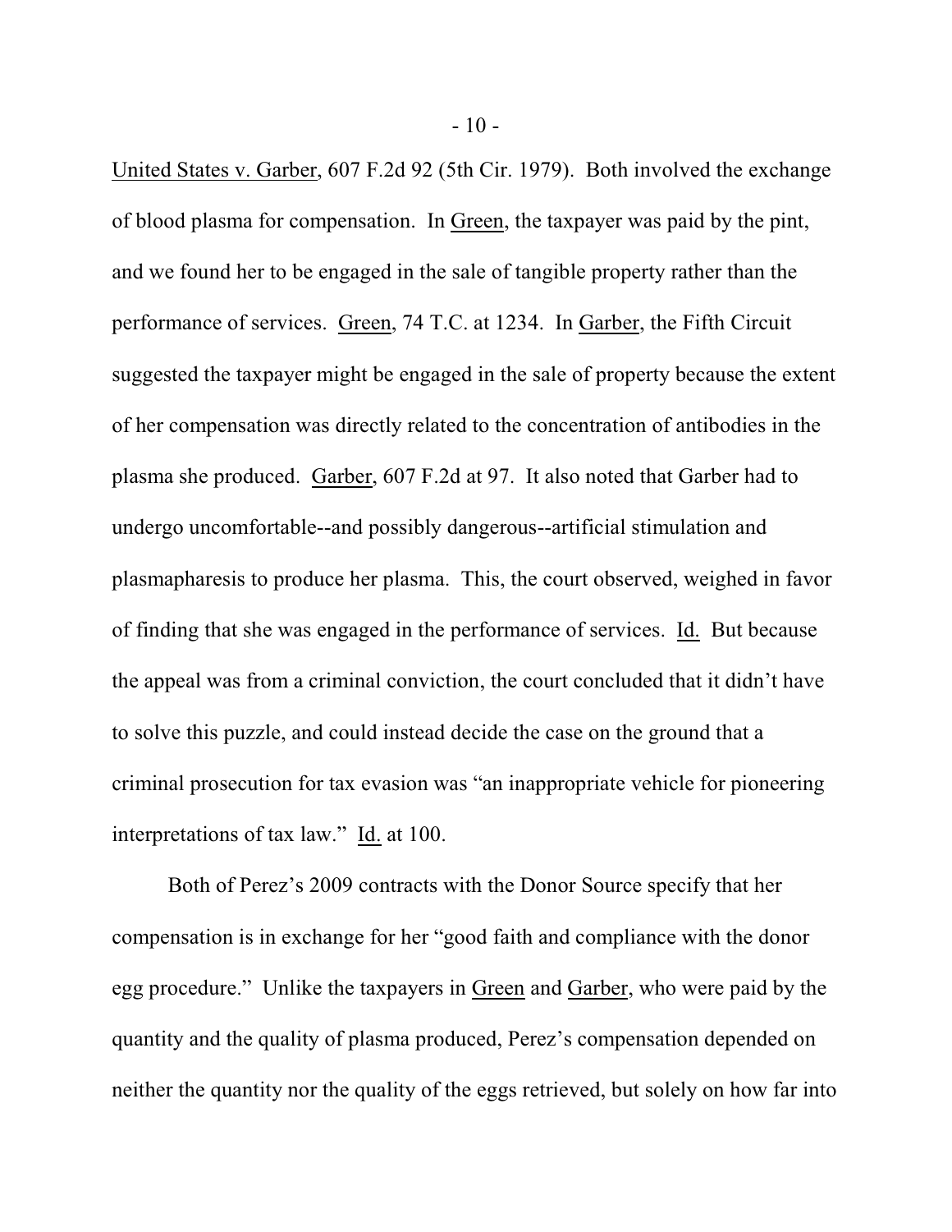United States v. Garber, 607 F.2d 92 (5th Cir. 1979). Both involved the exchange of blood plasma for compensation. In Green, the taxpayer was paid by the pint, and we found her to be engaged in the sale of tangible property rather than the performance of services. Green, 74 T.C. at 1234. In Garber, the Fifth Circuit suggested the taxpayer might be engaged in the sale of property because the extent of her compensation was directly related to the concentration of antibodies in the plasma she produced. Garber, 607 F.2d at 97. It also noted that Garber had to undergo uncomfortable--and possibly dangerous--artificial stimulation and plasmapharesis to produce her plasma. This, the court observed, weighed in favor of finding that she was engaged in the performance of services. Id. But because the appeal was from a criminal conviction, the court concluded that it didn't have to solve this puzzle, and could instead decide the case on the ground that a criminal prosecution for tax evasion was "an inappropriate vehicle for pioneering interpretations of tax law." Id. at 100.

Both of Perez's 2009 contracts with the Donor Source specify that her compensation is in exchange for her "good faith and compliance with the donor egg procedure." Unlike the taxpayers in Green and Garber, who were paid by the quantity and the quality of plasma produced, Perez's compensation depended on neither the quantity nor the quality of the eggs retrieved, but solely on how far into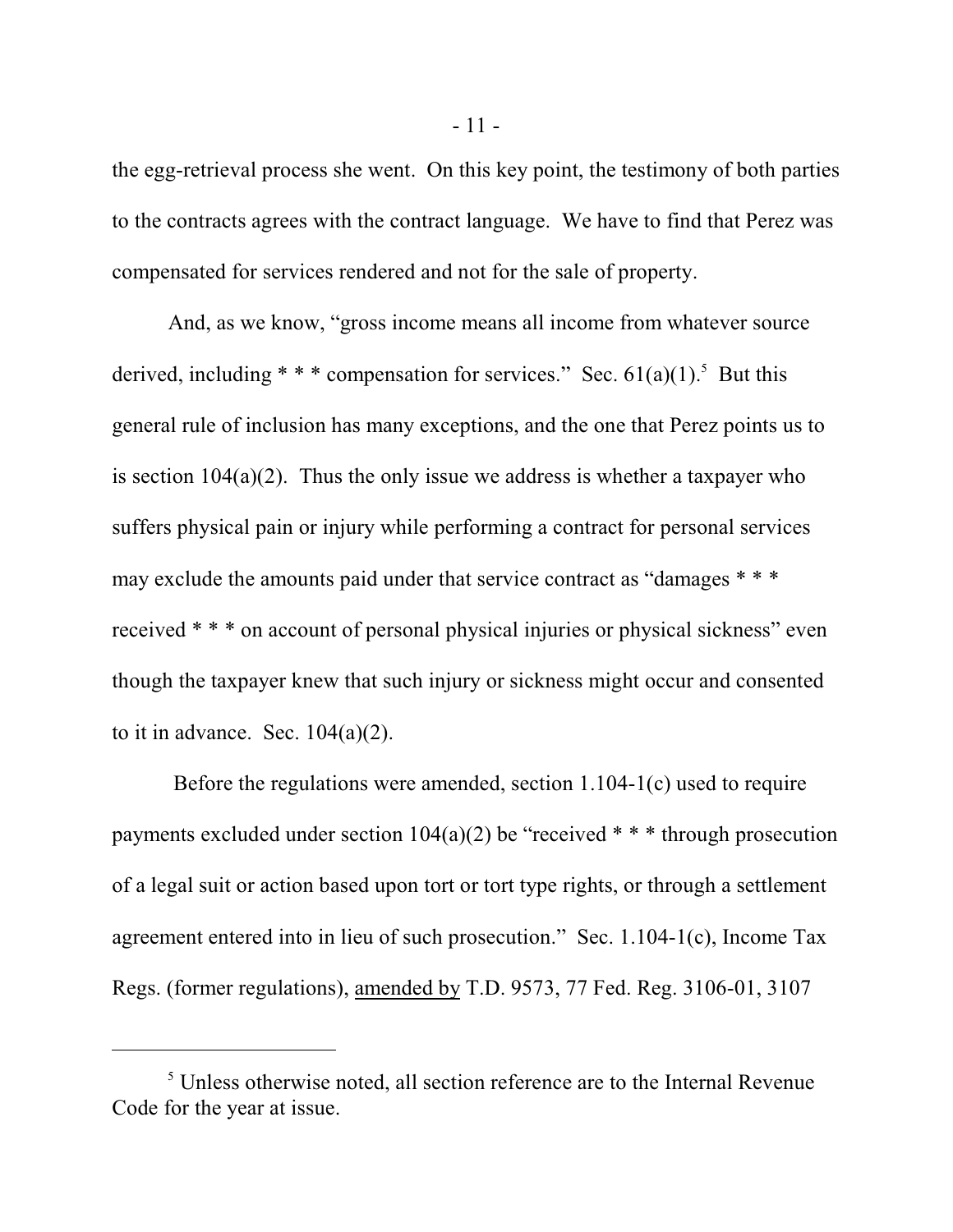the egg-retrieval process she went. On this key point, the testimony of both parties to the contracts agrees with the contract language. We have to find that Perez was compensated for services rendered and not for the sale of property.

And, as we know, "gross income means all income from whatever source derived, including * * * compensation for services." Sec. 61(a)(1).[5] But this general rule of inclusion has many exceptions, and the one that Perez points us to is section 104(a)(2). Thus the only issue we address is whether a taxpayer who suffers physical pain or injury while performing a contract for personal services may exclude the amounts paid under that service contract as "damages * * * received * * * on account of personal physical injuries or physical sickness" even though the taxpayer knew that such injury or sickness might occur and consented to it in advance. Sec. 104(a)(2).

Before the regulations were amended, section 1.104-1(c) used to require payments excluded under section 104(a)(2) be "received * * * through prosecution of a legal suit or action based upon tort or tort type rights, or through a settlement agreement entered into in lieu of such prosecution." Sec. 1.104-1(c), Income Tax Regs. (former regulations), amended by T.D. 9573, 77 Fed. Reg. 3106-01, 3107

---

[5] Unless otherwise noted, all section reference are to the Internal Revenue Code for the year at issue.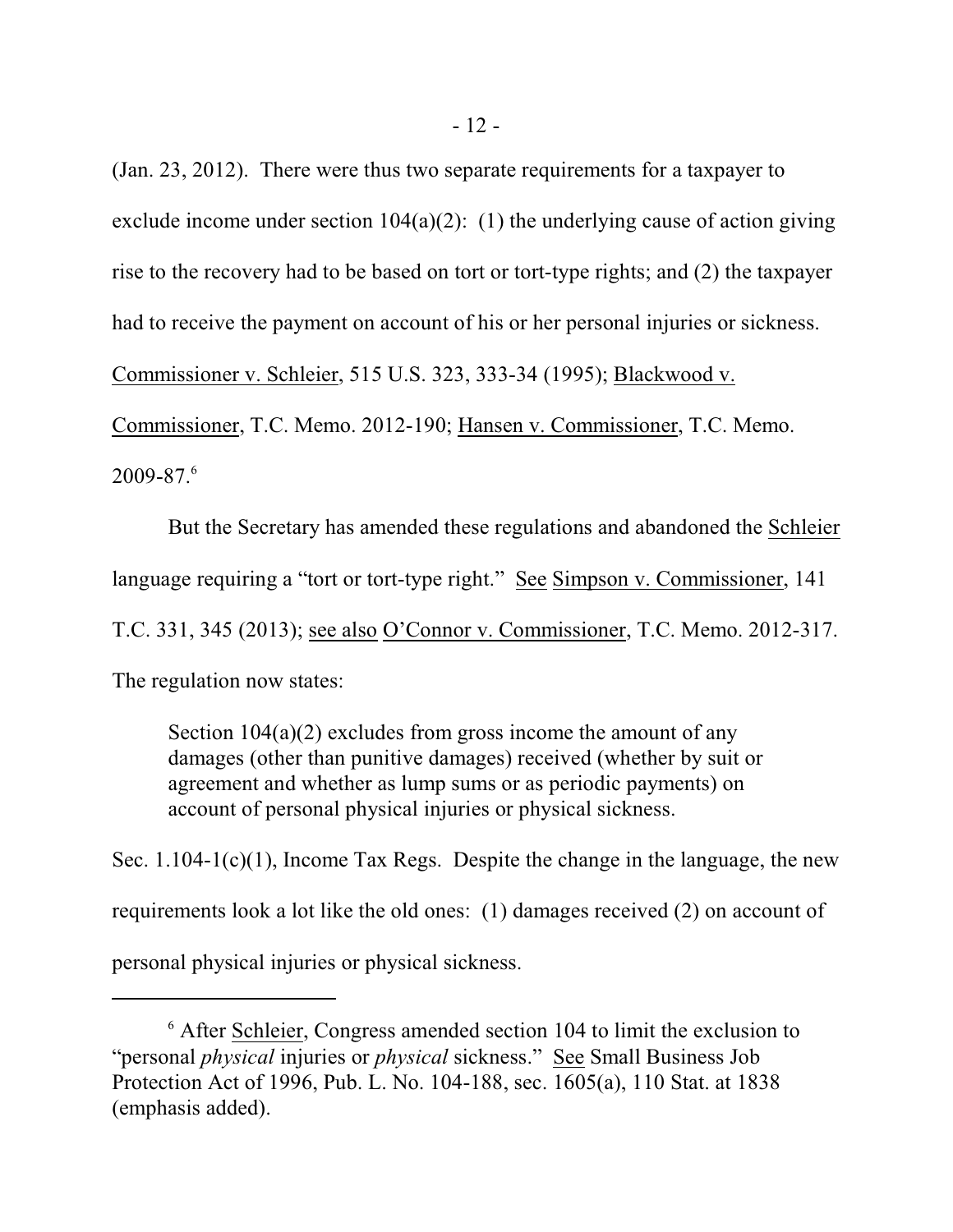(Jan. 23, 2012). There were thus two separate requirements for a taxpayer to exclude income under section 104(a)(2): (1) the underlying cause of action giving rise to the recovery had to be based on tort or tort-type rights; and (2) the taxpayer had to receive the payment on account of his or her personal injuries or sickness. Commissioner v. Schleier, 515 U.S. 323, 333-34 (1995); Blackwood v. Commissioner, T.C. Memo. 2012-190; Hansen v. Commissioner, T.C. Memo. 2009-87.[6]

But the Secretary has amended these regulations and abandoned the Schleier language requiring a "tort or tort-type right." See Simpson v. Commissioner, 141 T.C. 331, 345 (2013); see also O'Connor v. Commissioner, T.C. Memo. 2012-317. The regulation now states:

> Section 104(a)(2) excludes from gross income the amount of any damages (other than punitive damages) received (whether by suit or agreement and whether as lump sums or as periodic payments) on account of personal physical injuries or physical sickness.

Sec. 1.104-1(c)(1), Income Tax Regs. Despite the change in the language, the new requirements look a lot like the old ones: (1) damages received (2) on account of personal physical injuries or physical sickness.

---

[6] After Schleier, Congress amended section 104 to limit the exclusion to "personal *physical* injuries or *physical* sickness." See Small Business Job Protection Act of 1996, Pub. L. No. 104-188, sec. 1605(a), 110 Stat. at 1838 (emphasis added).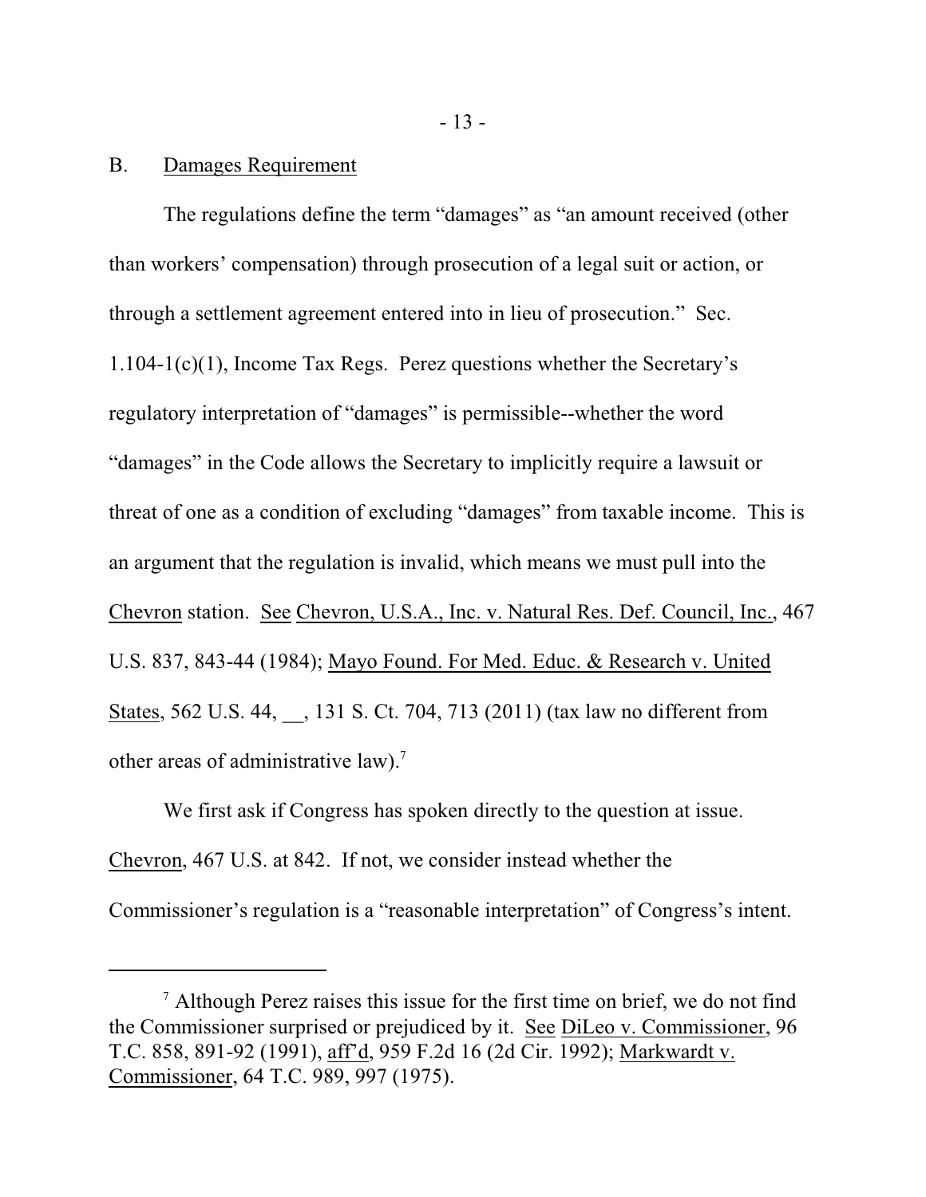B. Damages Requirement

The regulations define the term "damages" as "an amount received (other than workers' compensation) through prosecution of a legal suit or action, or through a settlement agreement entered into in lieu of prosecution." Sec. 1.104-1(c)(1), Income Tax Regs. Perez questions whether the Secretary's regulatory interpretation of "damages" is permissible--whether the word "damages" in the Code allows the Secretary to implicitly require a lawsuit or threat of one as a condition of excluding "damages" from taxable income. This is an argument that the regulation is invalid, which means we must pull into the Chevron station. See Chevron, U.S.A., Inc. v. Natural Res. Def. Council, Inc., 467 U.S. 837, 843-44 (1984); Mayo Found. For Med. Educ. & Research v. United States, 562 U.S. 44, __, 131 S. Ct. 704, 713 (2011) (tax law no different from other areas of administrative law).[7]

We first ask if Congress has spoken directly to the question at issue. Chevron, 467 U.S. at 842. If not, we consider instead whether the Commissioner's regulation is a "reasonable interpretation" of Congress's intent.

---

[7] Although Perez raises this issue for the first time on brief, we do not find the Commissioner surprised or prejudiced by it. See DiLeo v. Commissioner, 96 T.C. 858, 891-92 (1991), aff'd, 959 F.2d 16 (2d Cir. 1992); Markwardt v. Commissioner, 64 T.C. 989, 997 (1975).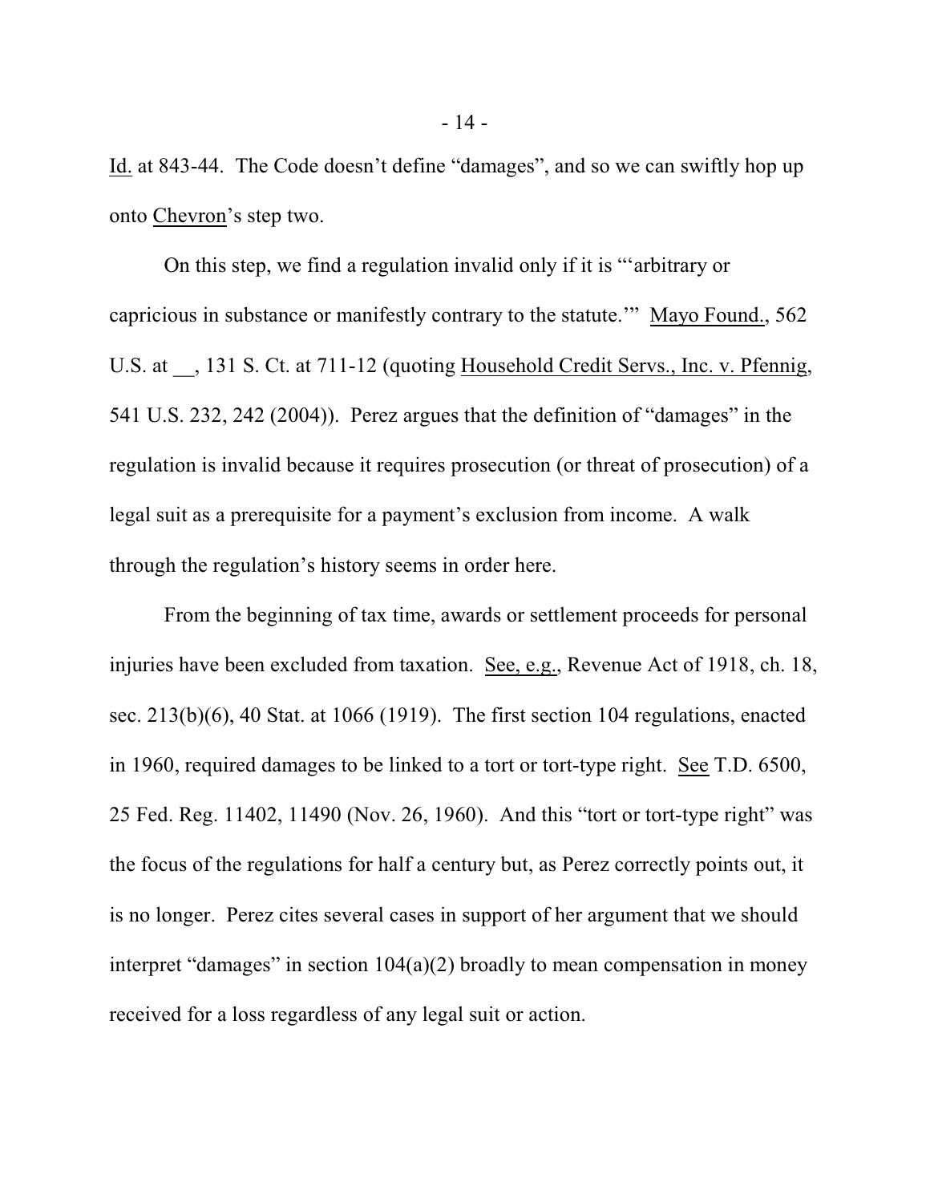Id. at 843-44. The Code doesn't define "damages", and so we can swiftly hop up onto Chevron's step two.

On this step, we find a regulation invalid only if it is "'arbitrary or capricious in substance or manifestly contrary to the statute.'" Mayo Found., 562 U.S. at __, 131 S. Ct. at 711-12 (quoting Household Credit Servs., Inc. v. Pfennig, 541 U.S. 232, 242 (2004)). Perez argues that the definition of "damages" in the regulation is invalid because it requires prosecution (or threat of prosecution) of a legal suit as a prerequisite for a payment's exclusion from income. A walk through the regulation's history seems in order here.

From the beginning of tax time, awards or settlement proceeds for personal injuries have been excluded from taxation. See, e.g., Revenue Act of 1918, ch. 18, sec. 213(b)(6), 40 Stat. at 1066 (1919). The first section 104 regulations, enacted in 1960, required damages to be linked to a tort or tort-type right. See T.D. 6500, 25 Fed. Reg. 11402, 11490 (Nov. 26, 1960). And this "tort or tort-type right" was the focus of the regulations for half a century but, as Perez correctly points out, it is no longer. Perez cites several cases in support of her argument that we should interpret "damages" in section 104(a)(2) broadly to mean compensation in money received for a loss regardless of any legal suit or action.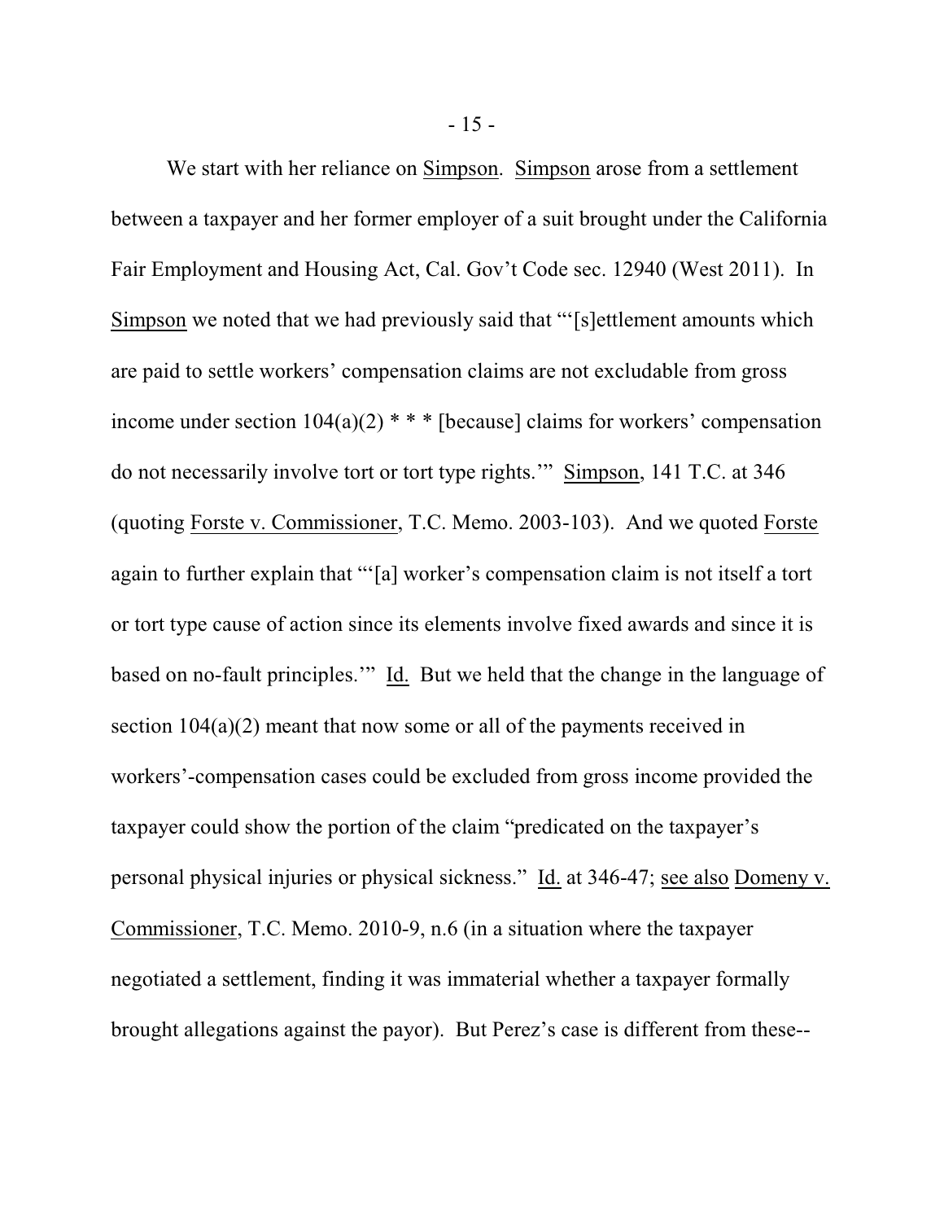We start with her reliance on Simpson. Simpson arose from a settlement between a taxpayer and her former employer of a suit brought under the California Fair Employment and Housing Act, Cal. Gov't Code sec. 12940 (West 2011). In Simpson we noted that we had previously said that "'[s]ettlement amounts which are paid to settle workers' compensation claims are not excludable from gross income under section 104(a)(2) * * * [because] claims for workers' compensation do not necessarily involve tort or tort type rights.'" Simpson, 141 T.C. at 346 (quoting Forste v. Commissioner, T.C. Memo. 2003-103). And we quoted Forste again to further explain that "'[a] worker's compensation claim is not itself a tort or tort type cause of action since its elements involve fixed awards and since it is based on no-fault principles.'" Id. But we held that the change in the language of section 104(a)(2) meant that now some or all of the payments received in workers'-compensation cases could be excluded from gross income provided the taxpayer could show the portion of the claim "predicated on the taxpayer's personal physical injuries or physical sickness." Id. at 346-47; see also Domeny v. Commissioner, T.C. Memo. 2010-9, n.6 (in a situation where the taxpayer negotiated a settlement, finding it was immaterial whether a taxpayer formally brought allegations against the payor). But Perez's case is different from these--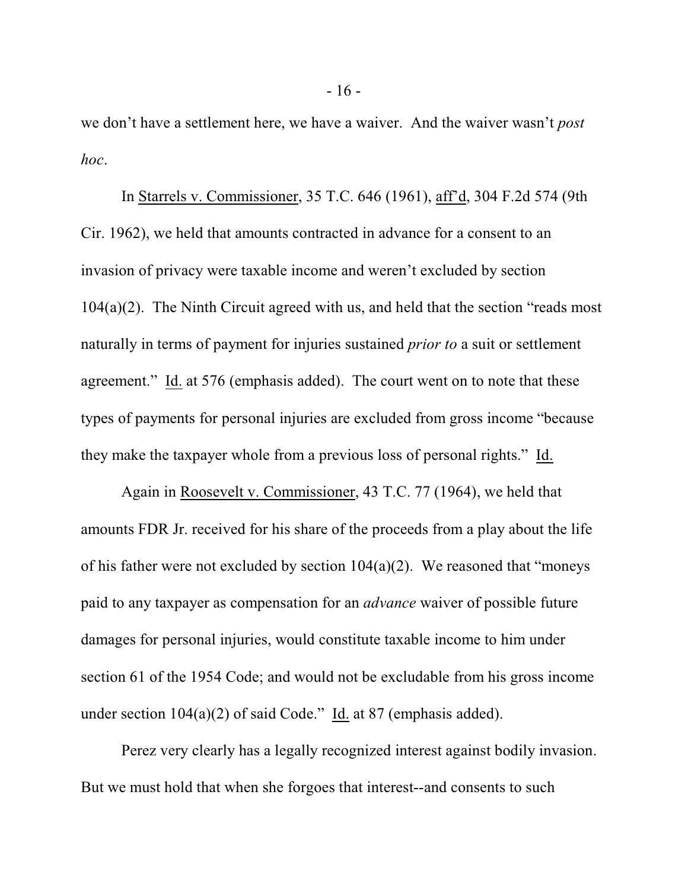we don't have a settlement here, we have a waiver. And the waiver wasn't *post hoc*.

In Starrels v. Commissioner, 35 T.C. 646 (1961), aff'd, 304 F.2d 574 (9th Cir. 1962), we held that amounts contracted in advance for a consent to an invasion of privacy were taxable income and weren't excluded by section 104(a)(2). The Ninth Circuit agreed with us, and held that the section "reads most naturally in terms of payment for injuries sustained *prior to* a suit or settlement agreement." Id. at 576 (emphasis added). The court went on to note that these types of payments for personal injuries are excluded from gross income "because they make the taxpayer whole from a previous loss of personal rights." Id.

Again in Roosevelt v. Commissioner, 43 T.C. 77 (1964), we held that amounts FDR Jr. received for his share of the proceeds from a play about the life of his father were not excluded by section 104(a)(2). We reasoned that "moneys paid to any taxpayer as compensation for an *advance* waiver of possible future damages for personal injuries, would constitute taxable income to him under section 61 of the 1954 Code; and would not be excludable from his gross income under section 104(a)(2) of said Code." Id. at 87 (emphasis added).

Perez very clearly has a legally recognized interest against bodily invasion. But we must hold that when she forgoes that interest--and consents to such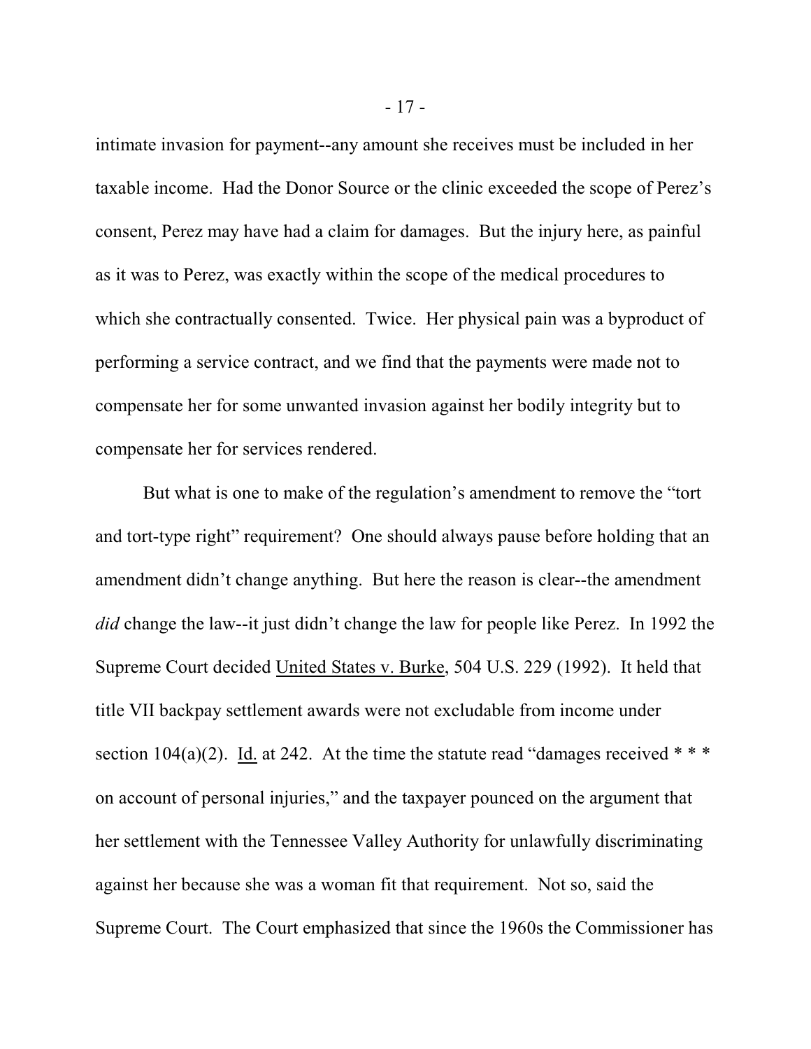intimate invasion for payment--any amount she receives must be included in her taxable income. Had the Donor Source or the clinic exceeded the scope of Perez's consent, Perez may have had a claim for damages. But the injury here, as painful as it was to Perez, was exactly within the scope of the medical procedures to which she contractually consented. Twice. Her physical pain was a byproduct of performing a service contract, and we find that the payments were made not to compensate her for some unwanted invasion against her bodily integrity but to compensate her for services rendered.

But what is one to make of the regulation's amendment to remove the "tort and tort-type right" requirement? One should always pause before holding that an amendment didn't change anything. But here the reason is clear--the amendment *did* change the law--it just didn't change the law for people like Perez. In 1992 the Supreme Court decided United States v. Burke, 504 U.S. 229 (1992). It held that title VII backpay settlement awards were not excludable from income under section 104(a)(2). Id. at 242. At the time the statute read "damages received * * * on account of personal injuries," and the taxpayer pounced on the argument that her settlement with the Tennessee Valley Authority for unlawfully discriminating against her because she was a woman fit that requirement. Not so, said the Supreme Court. The Court emphasized that since the 1960s the Commissioner has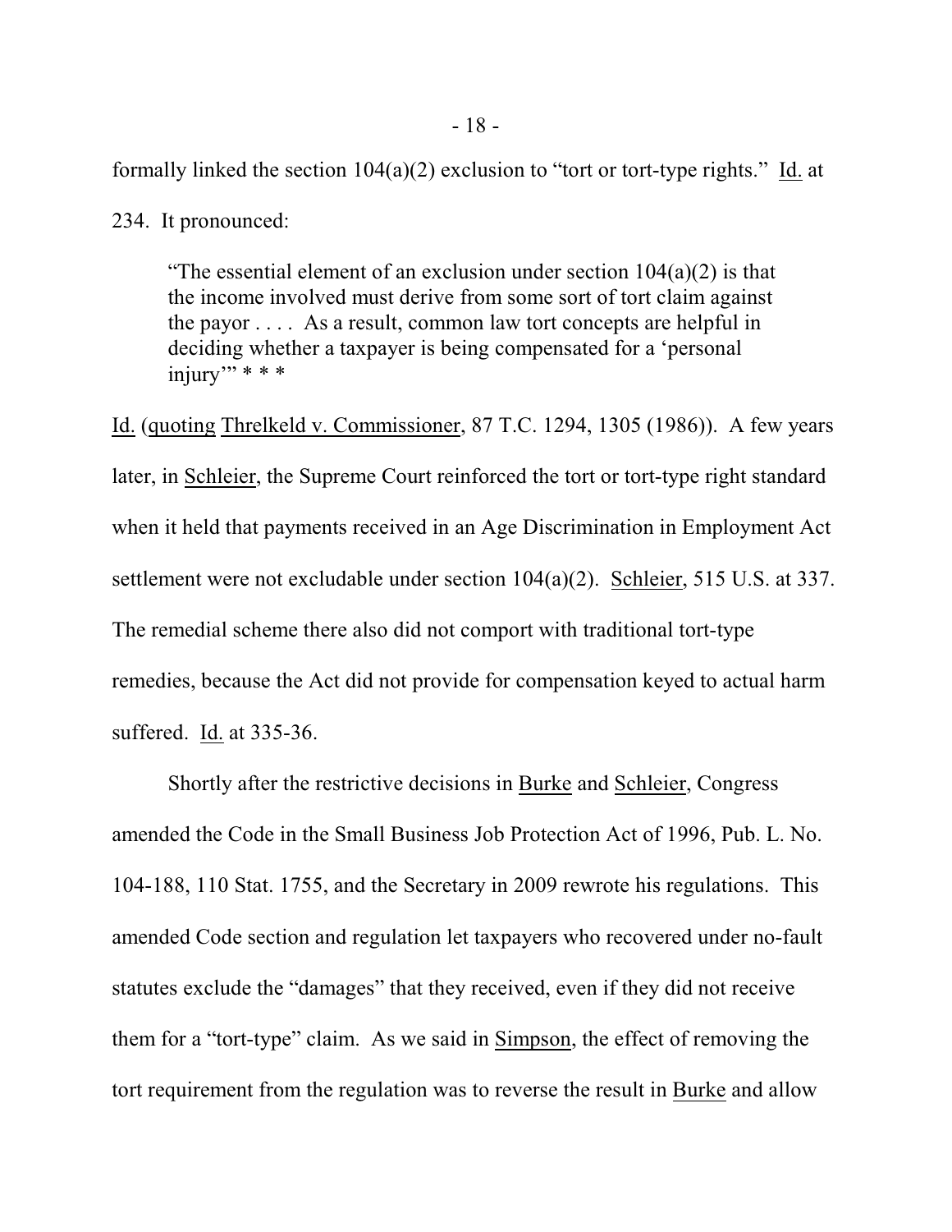formally linked the section 104(a)(2) exclusion to "tort or tort-type rights." Id. at 234. It pronounced:

> "The essential element of an exclusion under section 104(a)(2) is that the income involved must derive from some sort of tort claim against the payor . . . . As a result, common law tort concepts are helpful in deciding whether a taxpayer is being compensated for a 'personal injury'" * * *

Id. (quoting Threlkeld v. Commissioner, 87 T.C. 1294, 1305 (1986)). A few years later, in Schleier, the Supreme Court reinforced the tort or tort-type right standard when it held that payments received in an Age Discrimination in Employment Act settlement were not excludable under section 104(a)(2). Schleier, 515 U.S. at 337. The remedial scheme there also did not comport with traditional tort-type remedies, because the Act did not provide for compensation keyed to actual harm suffered. Id. at 335-36.

Shortly after the restrictive decisions in Burke and Schleier, Congress amended the Code in the Small Business Job Protection Act of 1996, Pub. L. No. 104-188, 110 Stat. 1755, and the Secretary in 2009 rewrote his regulations. This amended Code section and regulation let taxpayers who recovered under no-fault statutes exclude the "damages" that they received, even if they did not receive them for a "tort-type" claim. As we said in Simpson, the effect of removing the tort requirement from the regulation was to reverse the result in Burke and allow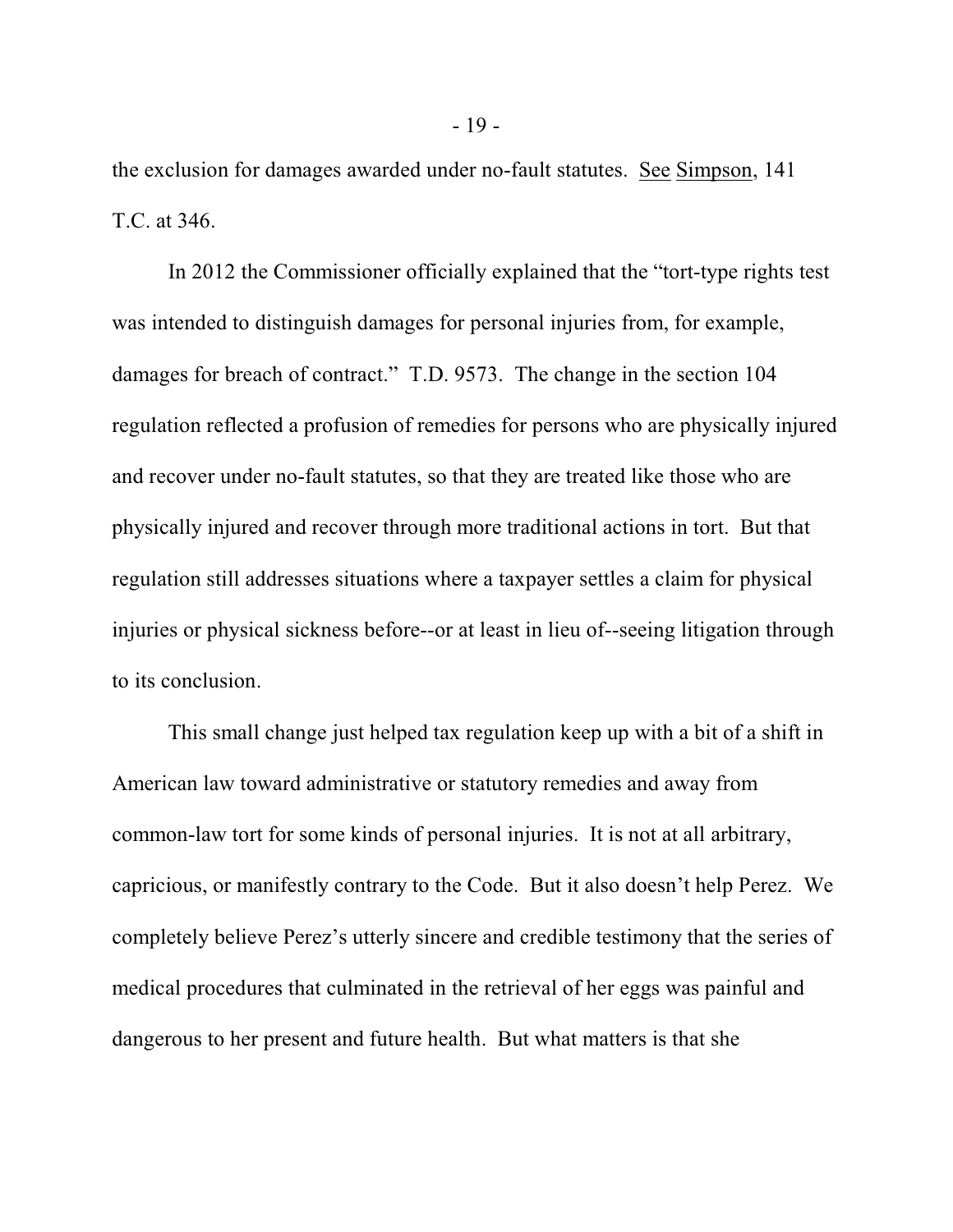the exclusion for damages awarded under no-fault statutes. See Simpson, 141 T.C. at 346.

In 2012 the Commissioner officially explained that the "tort-type rights test was intended to distinguish damages for personal injuries from, for example, damages for breach of contract." T.D. 9573. The change in the section 104 regulation reflected a profusion of remedies for persons who are physically injured and recover under no-fault statutes, so that they are treated like those who are physically injured and recover through more traditional actions in tort. But that regulation still addresses situations where a taxpayer settles a claim for physical injuries or physical sickness before--or at least in lieu of--seeing litigation through to its conclusion.

This small change just helped tax regulation keep up with a bit of a shift in American law toward administrative or statutory remedies and away from common-law tort for some kinds of personal injuries. It is not at all arbitrary, capricious, or manifestly contrary to the Code. But it also doesn't help Perez. We completely believe Perez's utterly sincere and credible testimony that the series of medical procedures that culminated in the retrieval of her eggs was painful and dangerous to her present and future health. But what matters is that she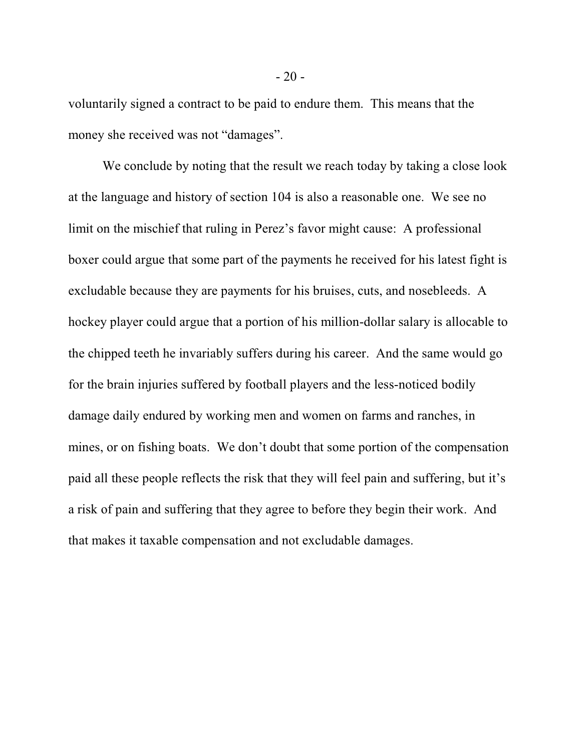voluntarily signed a contract to be paid to endure them. This means that the money she received was not “damages”.

We conclude by noting that the result we reach today by taking a close look at the language and history of section 104 is also a reasonable one. We see no limit on the mischief that ruling in Perez’s favor might cause: A professional boxer could argue that some part of the payments he received for his latest fight is excludable because they are payments for his bruises, cuts, and nosebleeds. A hockey player could argue that a portion of his million-dollar salary is allocable to the chipped teeth he invariably suffers during his career. And the same would go for the brain injuries suffered by football players and the less-noticed bodily damage daily endured by working men and women on farms and ranches, in mines, or on fishing boats. We don’t doubt that some portion of the compensation paid all these people reflects the risk that they will feel pain and suffering, but it’s a risk of pain and suffering that they agree to before they begin their work. And that makes it taxable compensation and not excludable damages.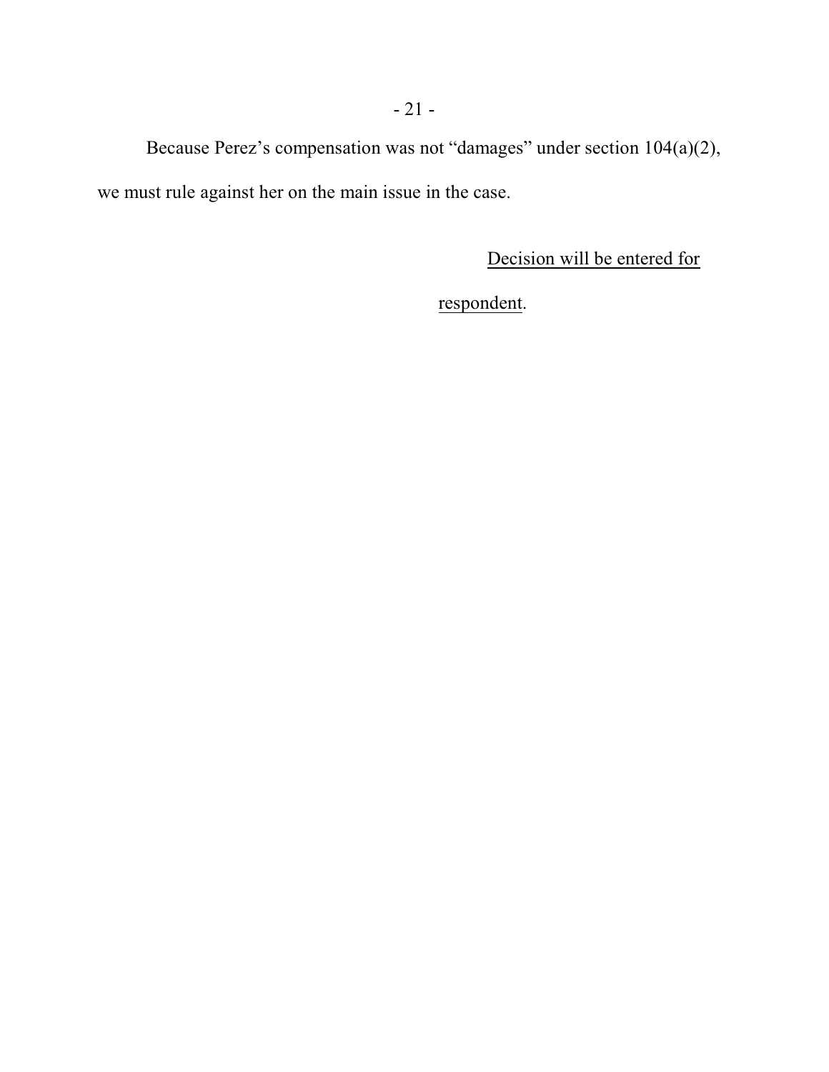Because Perez's compensation was not "damages" under section 104(a)(2), we must rule against her on the main issue in the case.

Decision will be entered for respondent.